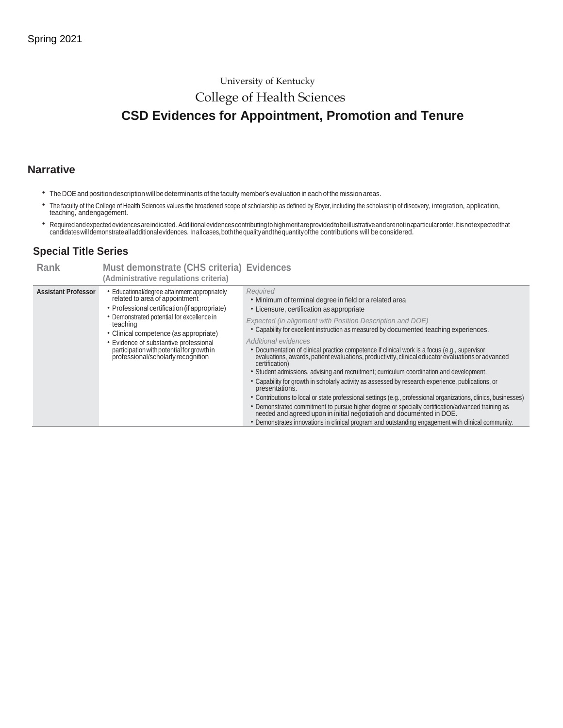Spring 2021

University of Kentucky

College of Health Sciences

# CSD Evidences for Appointment, Promotion and Tenure

## Narrative

- The DOE and position description will be determinants of the faculty member's evaluation in each of the mission areas.
- The faculty of the College of Health Sciences values the broadened scope of scholarship as defined by Boyer, including the scholarship of discovery, integration, application, teaching, and engagement.
- Required and expected evidences are indicated. Additional evidences contributing to high merit are provided to be illustrative and are not in a particular order. It is not expected that candidates will demonstrate all additional evidences. In all cases, both the quality and the quantity of the contributions will be considered.

## Special Title Series

| Rank | Must demonstrate (CHS criteria) (Administrative regulations criteria) | Evidences |
|---|---|---|
| **Assistant Professor** | • Educational/degree attainment appropriately related to area of appointment<br>• Professional certification (if appropriate)<br>• Demonstrated potential for excellence in teaching<br>• Clinical competence (as appropriate)<br>• Evidence of substantive professional participation with potential for growth in professional/scholarly recognition | *Required*<br>• Minimum of terminal degree in field or a related area<br>• Licensure, certification as appropriate<br>*Expected (in alignment with Position Description and DOE)*<br>• Capability for excellent instruction as measured by documented teaching experiences.<br>*Additional evidences*<br>• Documentation of clinical practice competence if clinical work is a focus (e.g., supervisor evaluations, awards, patient evaluations, productivity, clinical educator evaluations or advanced certification)<br>• Student admissions, advising and recruitment; curriculum coordination and development.<br>• Capability for growth in scholarly activity as assessed by research experience, publications, or presentations.<br>• Contributions to local or state professional settings (e.g., professional organizations, clinics, businesses)<br>• Demonstrated commitment to pursue higher degree or specialty certification/advanced training as needed and agreed upon in initial negotiation and documented in DOE.<br>• Demonstrates innovations in clinical program and outstanding engagement with clinical community. |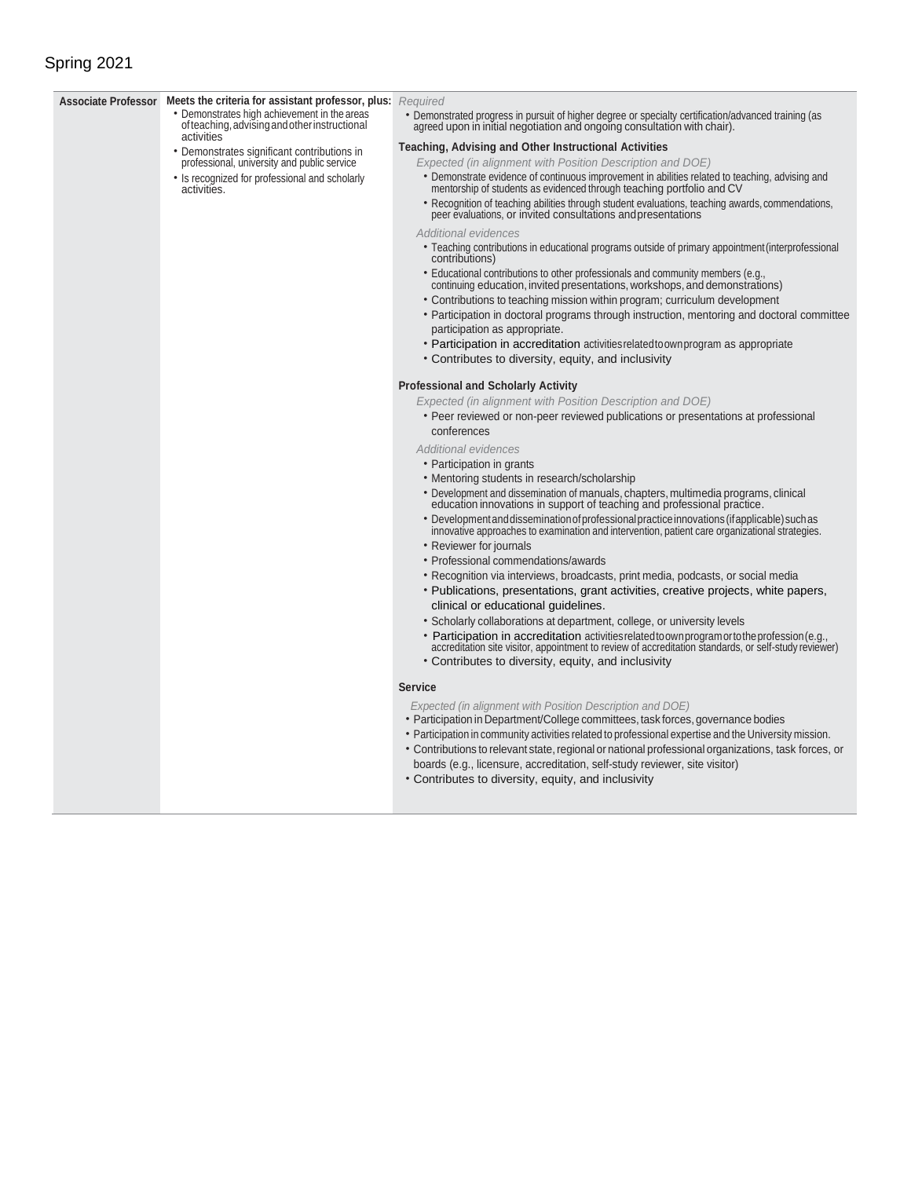Spring 2021

| | | |
|---|---|---|
| **Associate Professor** | **Meets the criteria for assistant professor, plus:**<br>• Demonstrates high achievement in the areas of teaching, advising and other instructional activities<br>• Demonstrates significant contributions in professional, university and public service<br>• Is recognized for professional and scholarly activities. | *Required*<br>• Demonstrated progress in pursuit of higher degree or specialty certification/advanced training (as agreed upon in initial negotiation and ongoing consultation with chair).<br><br>**Teaching, Advising and Other Instructional Activities**<br>*Expected (in alignment with Position Description and DOE)*<br>• Demonstrate evidence of continuous improvement in abilities related to teaching, advising and mentorship of students as evidenced through teaching portfolio and CV<br>• Recognition of teaching abilities through student evaluations, teaching awards, commendations, peer evaluations, or invited consultations and presentations<br>*Additional evidences*<br>• Teaching contributions in educational programs outside of primary appointment (interprofessional contributions)<br>• Educational contributions to other professionals and community members (e.g., continuing education, invited presentations, workshops, and demonstrations)<br>• Contributions to teaching mission within program; curriculum development<br>• Participation in doctoral programs through instruction, mentoring and doctoral committee participation as appropriate.<br>• Participation in accreditation activities related to own program as appropriate<br>• Contributes to diversity, equity, and inclusivity<br><br>**Professional and Scholarly Activity**<br>*Expected (in alignment with Position Description and DOE)*<br>• Peer reviewed or non-peer reviewed publications or presentations at professional conferences<br>*Additional evidences*<br>• Participation in grants<br>• Mentoring students in research/scholarship<br>• Development and dissemination of manuals, chapters, multimedia programs, clinical education innovations in support of teaching and professional practice.<br>• Development and dissemination of professional practice innovations (if applicable) such as innovative approaches to examination and intervention, patient care organizational strategies.<br>• Reviewer for journals<br>• Professional commendations/awards<br>• Recognition via interviews, broadcasts, print media, podcasts, or social media<br>• Publications, presentations, grant activities, creative projects, white papers, clinical or educational guidelines.<br>• Scholarly collaborations at department, college, or university levels<br>• Participation in accreditation activities related to own program or to the profession (e.g., accreditation site visitor, appointment to review of accreditation standards, or self-study reviewer)<br>• Contributes to diversity, equity, and inclusivity<br><br>**Service**<br>*Expected (in alignment with Position Description and DOE)*<br>• Participation in Department/College committees, task forces, governance bodies<br>• Participation in community activities related to professional expertise and the University mission.<br>• Contributions to relevant state, regional or national professional organizations, task forces, or boards (e.g., licensure, accreditation, self-study reviewer, site visitor)<br>• Contributes to diversity, equity, and inclusivity |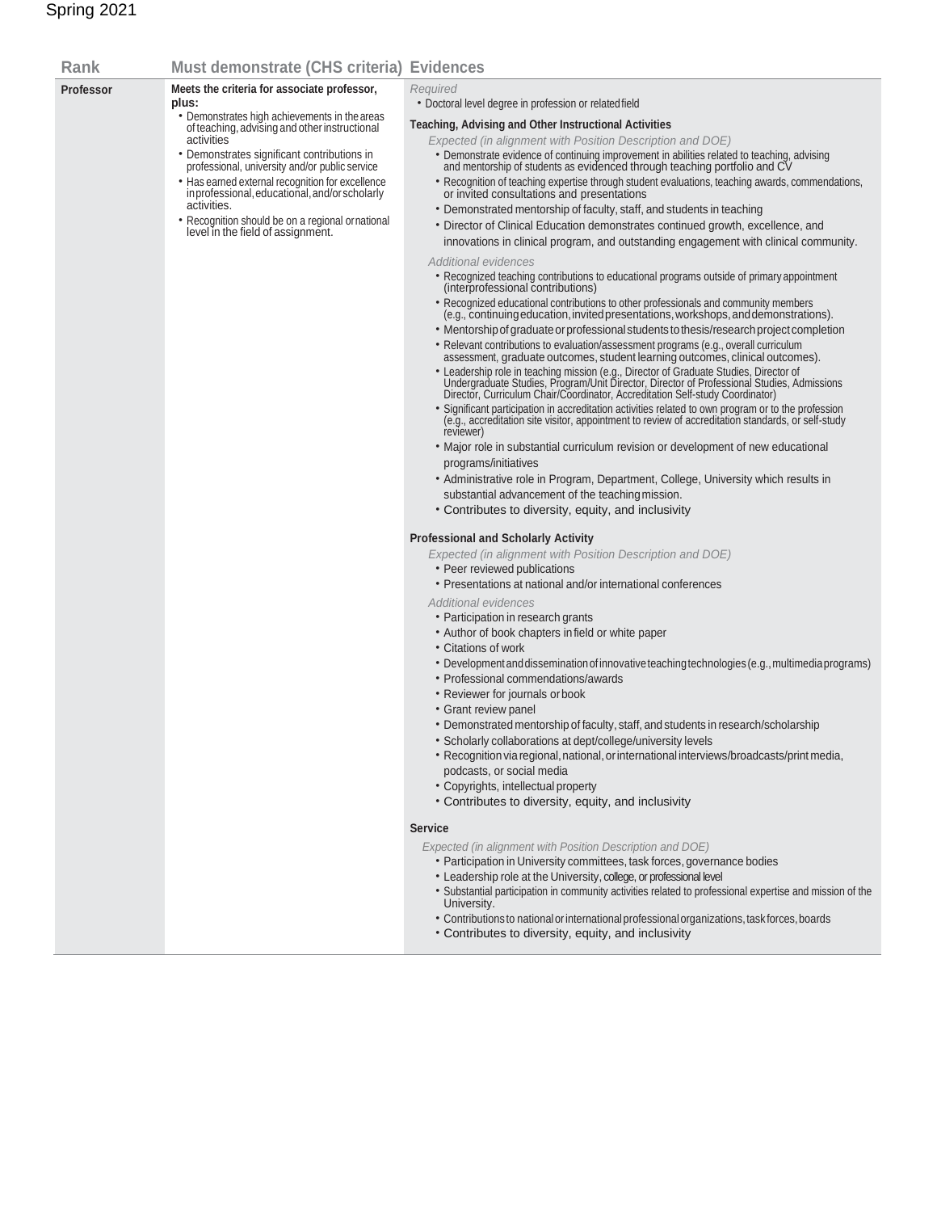| Rank | Must demonstrate (CHS criteria) | Evidences |
|---|---|---|
| Professor | **Meets the criteria for associate professor, plus:**<br>• Demonstrates high achievements in the areas of teaching, advising and other instructional activities<br>• Demonstrates significant contributions in professional, university and/or public service<br>• Has earned external recognition for excellence in professional, educational, and/or scholarly activities.<br>• Recognition should be on a regional or national level in the field of assignment. | *Required*<br>• Doctoral level degree in profession or related field<br><br>**Teaching, Advising and Other Instructional Activities**<br>*Expected (in alignment with Position Description and DOE)*<br>• Demonstrate evidence of continuing improvement in abilities related to teaching, advising and mentorship of students as evidenced through teaching portfolio and CV<br>• Recognition of teaching expertise through student evaluations, teaching awards, commendations, or invited consultations and presentations<br>• Demonstrated mentorship of faculty, staff, and students in teaching<br>• Director of Clinical Education demonstrates continued growth, excellence, and innovations in clinical program, and outstanding engagement with clinical community.<br><br>*Additional evidences*<br>• Recognized teaching contributions to educational programs outside of primary appointment (interprofessional contributions)<br>• Recognized educational contributions to other professionals and community members (e.g., continuing education, invited presentations, workshops, and demonstrations).<br>• Mentorship of graduate or professional students to thesis/research project completion<br>• Relevant contributions to evaluation/assessment programs (e.g., overall curriculum assessment, graduate outcomes, student learning outcomes, clinical outcomes).<br>• Leadership role in teaching mission (e.g., Director of Graduate Studies, Director of Undergraduate Studies, Program/Unit Director, Director of Professional Studies, Admissions Director, Curriculum Chair/Coordinator, Accreditation Self-study Coordinator)<br>• Significant participation in accreditation activities related to own program or to the profession (e.g., accreditation site visitor, appointment to review of accreditation standards, or self-study reviewer)<br>• Major role in substantial curriculum revision or development of new educational programs/initiatives<br>• Administrative role in Program, Department, College, University which results in substantial advancement of the teaching mission.<br>• Contributes to diversity, equity, and inclusivity<br><br>**Professional and Scholarly Activity**<br>*Expected (in alignment with Position Description and DOE)*<br>• Peer reviewed publications<br>• Presentations at national and/or international conferences<br><br>*Additional evidences*<br>• Participation in research grants<br>• Author of book chapters in field or white paper<br>• Citations of work<br>• Development and dissemination of innovative teaching technologies (e.g., multimedia programs)<br>• Professional commendations/awards<br>• Reviewer for journals or book<br>• Grant review panel<br>• Demonstrated mentorship of faculty, staff, and students in research/scholarship<br>• Scholarly collaborations at dept/college/university levels<br>• Recognition via regional, national, or international interviews/broadcasts/print media, podcasts, or social media<br>• Copyrights, intellectual property<br>• Contributes to diversity, equity, and inclusivity<br><br>**Service**<br>*Expected (in alignment with Position Description and DOE)*<br>• Participation in University committees, task forces, governance bodies<br>• Leadership role at the University, college, or professional level<br>• Substantial participation in community activities related to professional expertise and mission of the University.<br>• Contributions to national or international professional organizations, task forces, boards<br>• Contributes to diversity, equity, and inclusivity |